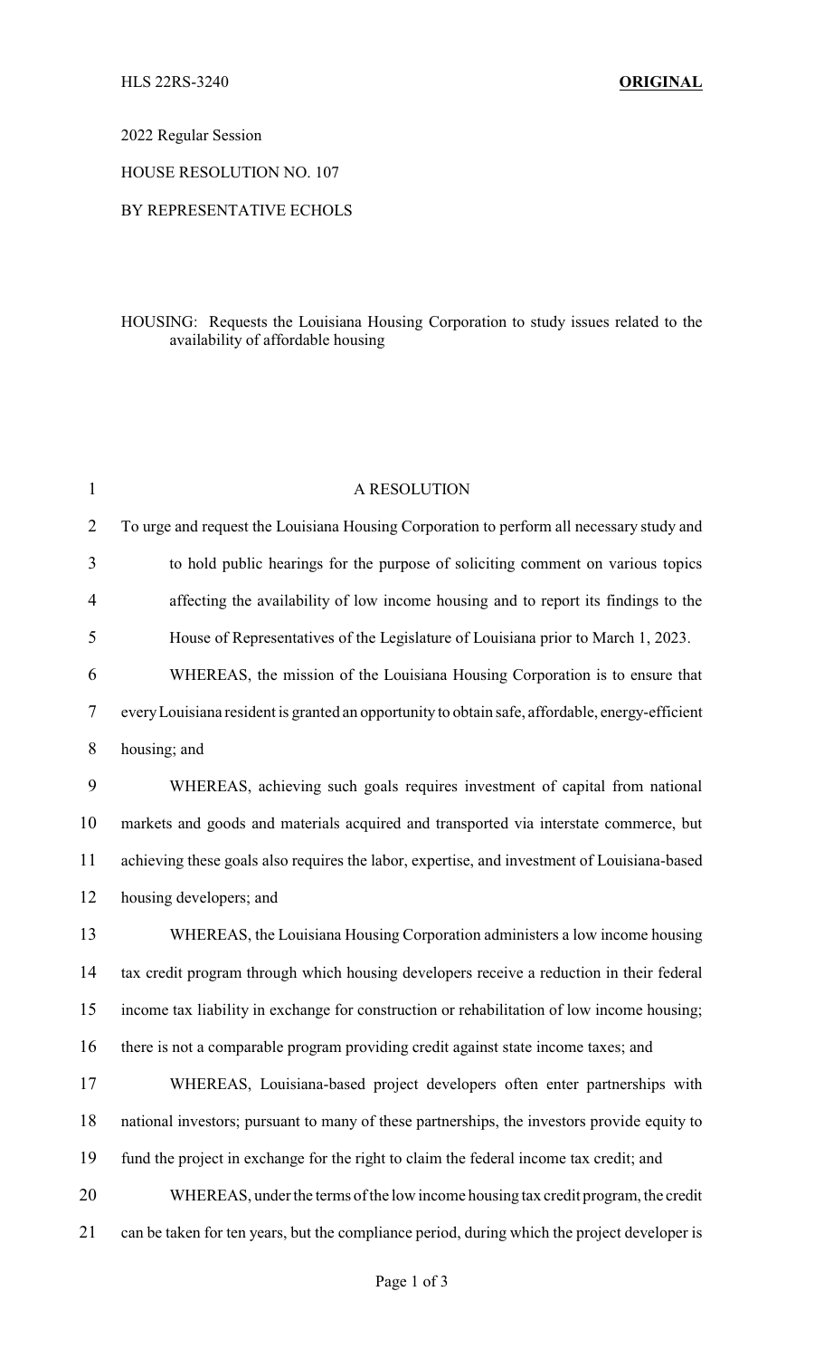HLS 22RS-3240 **ORIGINAL**

2022 Regular Session

HOUSE RESOLUTION NO. 107

BY REPRESENTATIVE ECHOLS

HOUSING: Requests the Louisiana Housing Corporation to study issues related to the availability of affordable housing

A RESOLUTION

To urge and request the Louisiana Housing Corporation to perform all necessary study and to hold public hearings for the purpose of soliciting comment on various topics affecting the availability of low income housing and to report its findings to the House of Representatives of the Legislature of Louisiana prior to March 1, 2023.

WHEREAS, the mission of the Louisiana Housing Corporation is to ensure that every Louisiana resident is granted an opportunity to obtain safe, affordable, energy-efficient housing; and

WHEREAS, achieving such goals requires investment of capital from national markets and goods and materials acquired and transported via interstate commerce, but achieving these goals also requires the labor, expertise, and investment of Louisiana-based housing developers; and

WHEREAS, the Louisiana Housing Corporation administers a low income housing tax credit program through which housing developers receive a reduction in their federal income tax liability in exchange for construction or rehabilitation of low income housing; there is not a comparable program providing credit against state income taxes; and

WHEREAS, Louisiana-based project developers often enter partnerships with national investors; pursuant to many of these partnerships, the investors provide equity to fund the project in exchange for the right to claim the federal income tax credit; and

WHEREAS, under the terms of the low income housing tax credit program, the credit can be taken for ten years, but the compliance period, during which the project developer is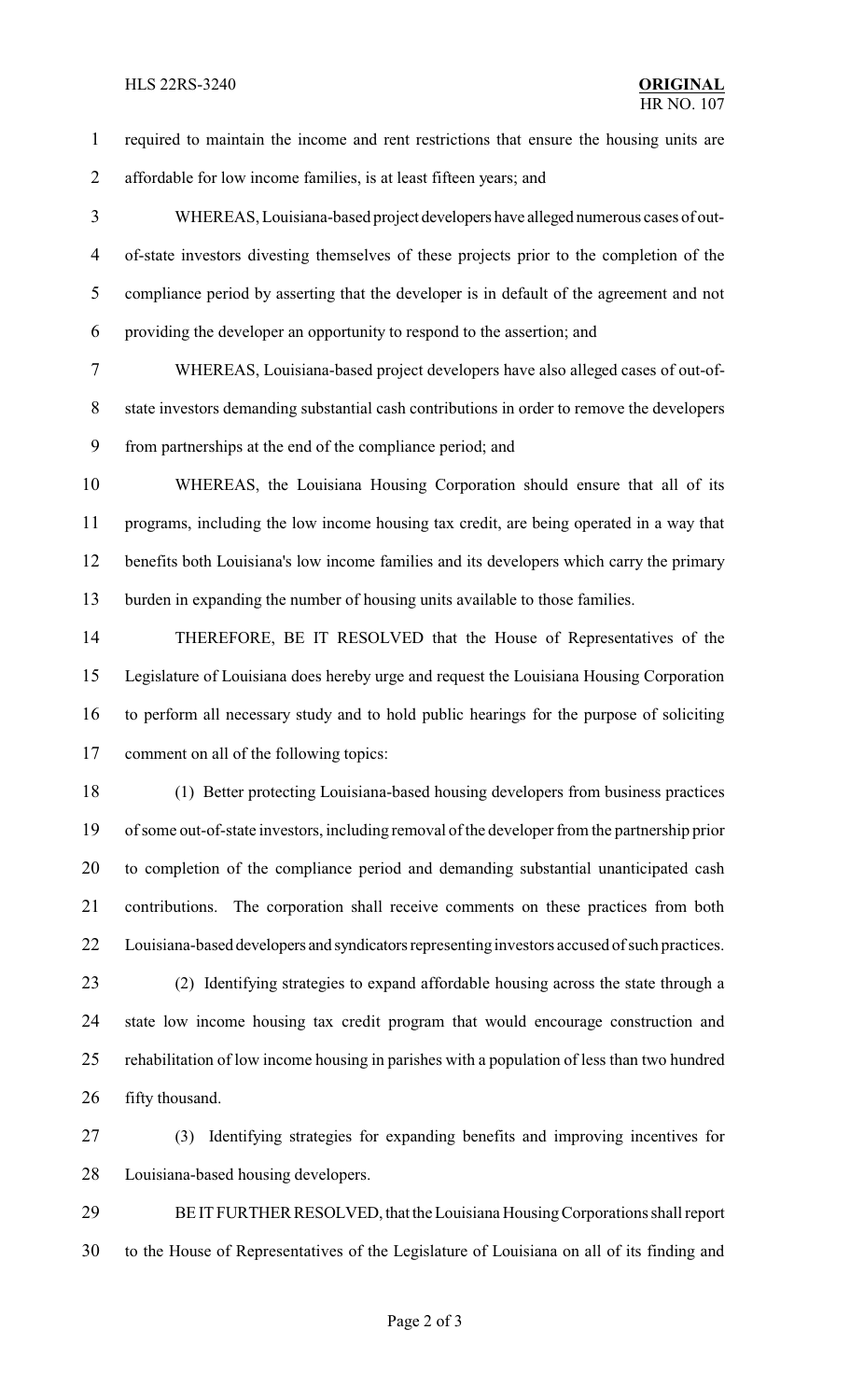required to maintain the income and rent restrictions that ensure the housing units are affordable for low income families, is at least fifteen years; and

WHEREAS, Louisiana-based project developers have alleged numerous cases of out-of-state investors divesting themselves of these projects prior to the completion of the compliance period by asserting that the developer is in default of the agreement and not providing the developer an opportunity to respond to the assertion; and

WHEREAS, Louisiana-based project developers have also alleged cases of out-of-state investors demanding substantial cash contributions in order to remove the developers from partnerships at the end of the compliance period; and

WHEREAS, the Louisiana Housing Corporation should ensure that all of its programs, including the low income housing tax credit, are being operated in a way that benefits both Louisiana's low income families and its developers which carry the primary burden in expanding the number of housing units available to those families.

THEREFORE, BE IT RESOLVED that the House of Representatives of the Legislature of Louisiana does hereby urge and request the Louisiana Housing Corporation to perform all necessary study and to hold public hearings for the purpose of soliciting comment on all of the following topics:

(1) Better protecting Louisiana-based housing developers from business practices of some out-of-state investors, including removal of the developer from the partnership prior to completion of the compliance period and demanding substantial unanticipated cash contributions. The corporation shall receive comments on these practices from both Louisiana-based developers and syndicators representing investors accused of such practices.

(2) Identifying strategies to expand affordable housing across the state through a state low income housing tax credit program that would encourage construction and rehabilitation of low income housing in parishes with a population of less than two hundred fifty thousand.

(3) Identifying strategies for expanding benefits and improving incentives for Louisiana-based housing developers.

BE IT FURTHER RESOLVED, that the Louisiana Housing Corporations shall report to the House of Representatives of the Legislature of Louisiana on all of its finding and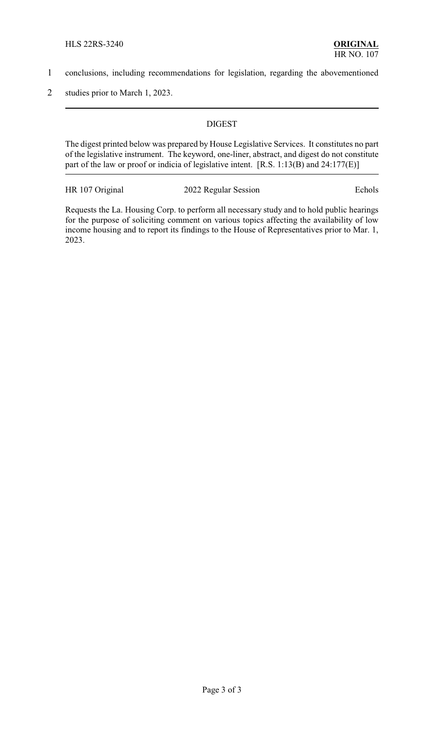1 conclusions, including recommendations for legislation, regarding the abovementioned

2 studies prior to March 1, 2023.

---

## DIGEST

The digest printed below was prepared by House Legislative Services. It constitutes no part of the legislative instrument. The keyword, one-liner, abstract, and digest do not constitute part of the law or proof or indicia of legislative intent. [R.S. 1:13(B) and 24:177(E)]

---

HR 107 Original 2022 Regular Session Echols

Requests the La. Housing Corp. to perform all necessary study and to hold public hearings for the purpose of soliciting comment on various topics affecting the availability of low income housing and to report its findings to the House of Representatives prior to Mar. 1, 2023.